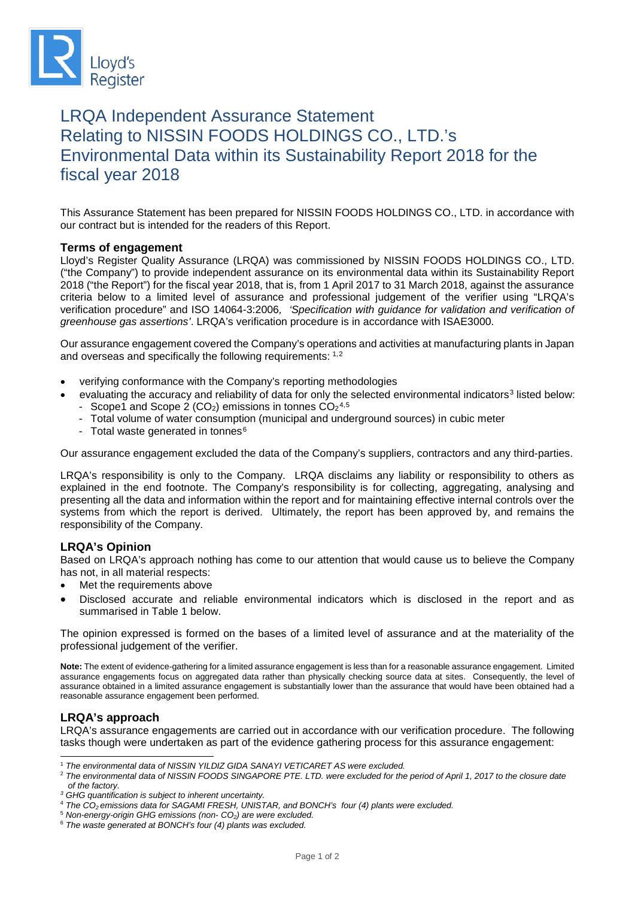# LRQA Independent Assurance Statement Relating to NISSIN FOODS HOLDINGS CO., LTD.'s Environmental Data within its Sustainability Report 2018 for the fiscal year 2018

This Assurance Statement has been prepared for NISSIN FOODS HOLDINGS CO., LTD. in accordance with our contract but is intended for the readers of this Report.

## Terms of engagement

Lloyd's Register Quality Assurance (LRQA) was commissioned by NISSIN FOODS HOLDINGS CO., LTD. ("the Company") to provide independent assurance on its environmental data within its Sustainability Report 2018 ("the Report") for the fiscal year 2018, that is, from 1 April 2017 to 31 March 2018, against the assurance criteria below to a limited level of assurance and professional judgement of the verifier using "LRQA's verification procedure" and ISO 14064-3:2006*, 'Specification with guidance for validation and verification of greenhouse gas assertions'*. LRQA's verification procedure is in accordance with ISAE3000.

Our assurance engagement covered the Company's operations and activities at manufacturing plants in Japan and overseas and specifically the following requirements: [1,2]

- verifying conformance with the Company's reporting methodologies
- evaluating the accuracy and reliability of data for only the selected environmental indicators[3] listed below:
  - Scope1 and Scope 2 ($CO_2$) emissions in tonnes $CO_2$[4,5]
  - Total volume of water consumption (municipal and underground sources) in cubic meter
  - Total waste generated in tonnes[6]

Our assurance engagement excluded the data of the Company's suppliers, contractors and any third-parties.

LRQA's responsibility is only to the Company. LRQA disclaims any liability or responsibility to others as explained in the end footnote. The Company's responsibility is for collecting, aggregating, analysing and presenting all the data and information within the report and for maintaining effective internal controls over the systems from which the report is derived. Ultimately, the report has been approved by, and remains the responsibility of the Company.

## LRQA's Opinion

Based on LRQA's approach nothing has come to our attention that would cause us to believe the Company has not, in all material respects:

- Met the requirements above
- Disclosed accurate and reliable environmental indicators which is disclosed in the report and as summarised in Table 1 below.

The opinion expressed is formed on the bases of a limited level of assurance and at the materiality of the professional judgement of the verifier.

**Note:** The extent of evidence-gathering for a limited assurance engagement is less than for a reasonable assurance engagement. Limited assurance engagements focus on aggregated data rather than physically checking source data at sites. Consequently, the level of assurance obtained in a limited assurance engagement is substantially lower than the assurance that would have been obtained had a reasonable assurance engagement been performed.

## LRQA's approach

LRQA's assurance engagements are carried out in accordance with our verification procedure. The following tasks though were undertaken as part of the evidence gathering process for this assurance engagement:

---

[1] *The environmental data of NISSIN YILDIZ GIDA SANAYI VETICARET AS were excluded.*

[2] *The environmental data of NISSIN FOODS SINGAPORE PTE. LTD. were excluded for the period of April 1, 2017 to the closure date of the factory.*

[3] *GHG quantification is subject to inherent uncertainty.*

[4] *The $CO_2$ emissions data for SAGAMI FRESH, UNISTAR, and BONCH's four (4) plants were excluded.*

[5] *Non-energy-origin GHG emissions (non- $CO_2$) are were excluded.*

[6] *The waste generated at BONCH's four (4) plants was excluded.*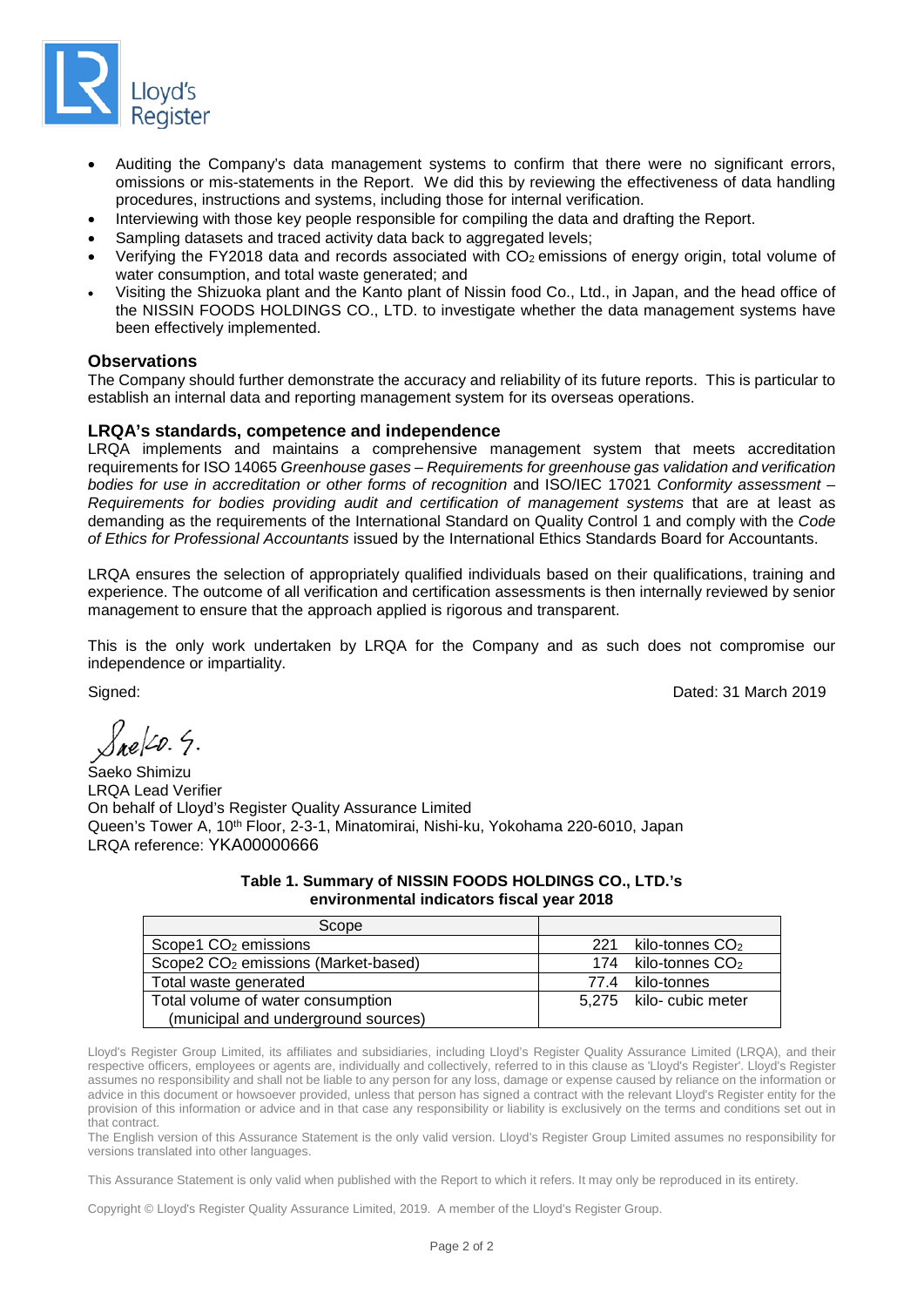- Auditing the Company's data management systems to confirm that there were no significant errors, omissions or mis-statements in the Report. We did this by reviewing the effectiveness of data handling procedures, instructions and systems, including those for internal verification.
- Interviewing with those key people responsible for compiling the data and drafting the Report.
- Sampling datasets and traced activity data back to aggregated levels;
- Verifying the FY2018 data and records associated with $CO_2$ emissions of energy origin, total volume of water consumption, and total waste generated; and
- Visiting the Shizuoka plant and the Kanto plant of Nissin food Co., Ltd., in Japan, and the head office of the NISSIN FOODS HOLDINGS CO., LTD. to investigate whether the data management systems have been effectively implemented.

## Observations

The Company should further demonstrate the accuracy and reliability of its future reports. This is particular to establish an internal data and reporting management system for its overseas operations.

## LRQA's standards, competence and independence

LRQA implements and maintains a comprehensive management system that meets accreditation requirements for ISO 14065 *Greenhouse gases – Requirements for greenhouse gas validation and verification bodies for use in accreditation or other forms of recognition* and ISO/IEC 17021 *Conformity assessment – Requirements for bodies providing audit and certification of management systems* that are at least as demanding as the requirements of the International Standard on Quality Control 1 and comply with the *Code of Ethics for Professional Accountants* issued by the International Ethics Standards Board for Accountants.

LRQA ensures the selection of appropriately qualified individuals based on their qualifications, training and experience. The outcome of all verification and certification assessments is then internally reviewed by senior management to ensure that the approach applied is rigorous and transparent.

This is the only work undertaken by LRQA for the Company and as such does not compromise our independence or impartiality.

Signed: Dated: 31 March 2019

Saeko Shimizu
LRQA Lead Verifier
On behalf of Lloyd's Register Quality Assurance Limited
Queen's Tower A, 10th Floor, 2-3-1, Minatomirai, Nishi-ku, Yokohama 220-6010, Japan
LRQA reference: YKA00000666

**Table 1. Summary of NISSIN FOODS HOLDINGS CO., LTD.'s environmental indicators fiscal year 2018**

| Scope | |
|---|---|
| Scope1 $CO_2$ emissions | 221 kilo-tonnes $CO_2$ |
| Scope2 $CO_2$ emissions (Market-based) | 174 kilo-tonnes $CO_2$ |
| Total waste generated | 77.4 kilo-tonnes |
| Total volume of water consumption (municipal and underground sources) | 5,275 kilo- cubic meter |

Lloyd's Register Group Limited, its affiliates and subsidiaries, including Lloyd's Register Quality Assurance Limited (LRQA), and their respective officers, employees or agents are, individually and collectively, referred to in this clause as 'Lloyd's Register'. Lloyd's Register assumes no responsibility and shall not be liable to any person for any loss, damage or expense caused by reliance on the information or advice in this document or howsoever provided, unless that person has signed a contract with the relevant Lloyd's Register entity for the provision of this information or advice and in that case any responsibility or liability is exclusively on the terms and conditions set out in that contract.

The English version of this Assurance Statement is the only valid version. Lloyd's Register Group Limited assumes no responsibility for versions translated into other languages.

This Assurance Statement is only valid when published with the Report to which it refers. It may only be reproduced in its entirety.

Copyright © Lloyd's Register Quality Assurance Limited, 2019. A member of the Lloyd's Register Group.